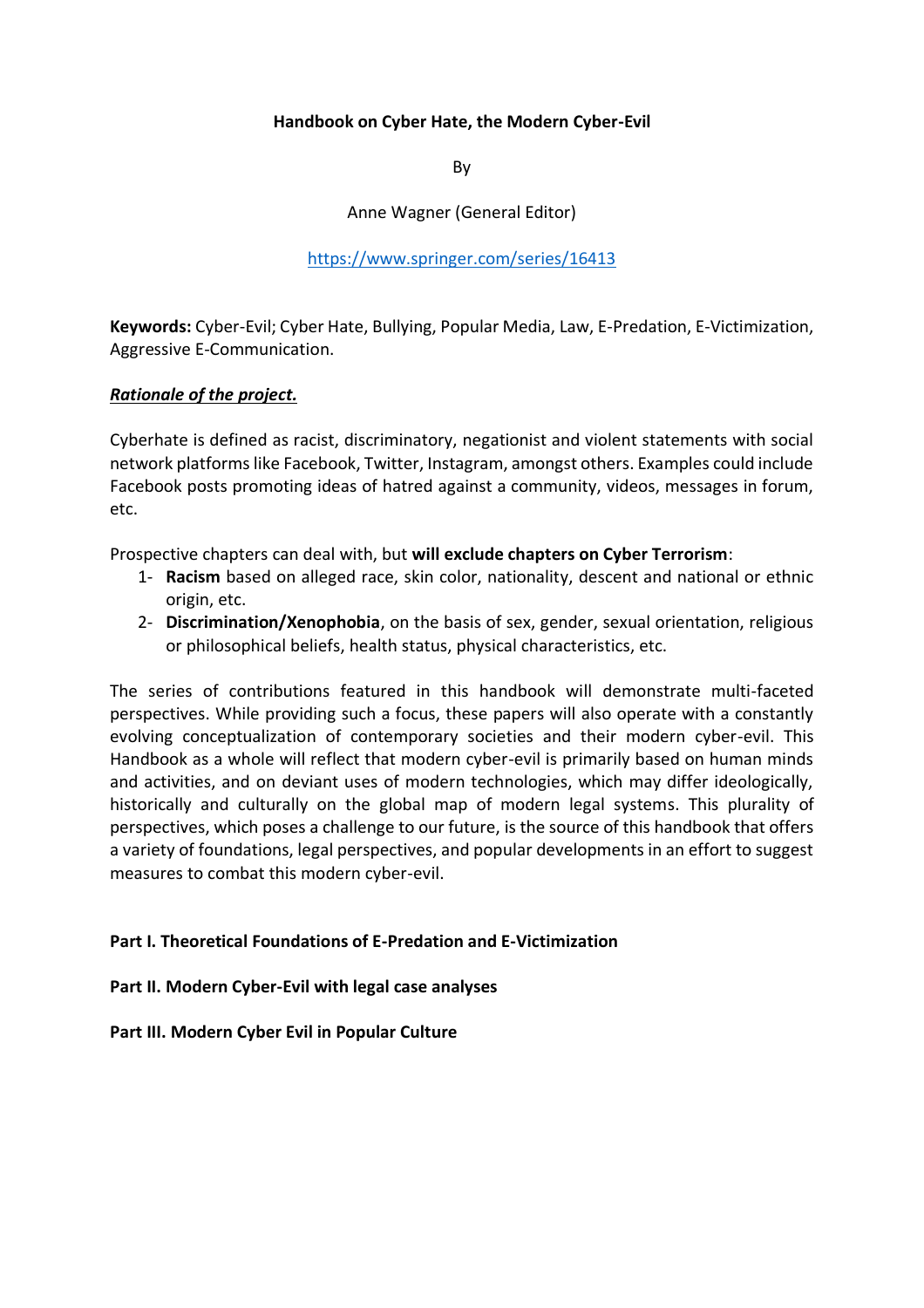**Handbook on Cyber Hate, the Modern Cyber-Evil**

By

Anne Wagner (General Editor)

https://www.springer.com/series/16413

**Keywords:** Cyber-Evil; Cyber Hate, Bullying, Popular Media, Law, E-Predation, E-Victimization, Aggressive E-Communication.

***Rationale of the project.***

Cyberhate is defined as racist, discriminatory, negationist and violent statements with social network platforms like Facebook, Twitter, Instagram, amongst others. Examples could include Facebook posts promoting ideas of hatred against a community, videos, messages in forum, etc.

Prospective chapters can deal with, but **will exclude chapters on Cyber Terrorism**:

1- **Racism** based on alleged race, skin color, nationality, descent and national or ethnic origin, etc.
2- **Discrimination/Xenophobia**, on the basis of sex, gender, sexual orientation, religious or philosophical beliefs, health status, physical characteristics, etc.

The series of contributions featured in this handbook will demonstrate multi-faceted perspectives. While providing such a focus, these papers will also operate with a constantly evolving conceptualization of contemporary societies and their modern cyber-evil. This Handbook as a whole will reflect that modern cyber-evil is primarily based on human minds and activities, and on deviant uses of modern technologies, which may differ ideologically, historically and culturally on the global map of modern legal systems. This plurality of perspectives, which poses a challenge to our future, is the source of this handbook that offers a variety of foundations, legal perspectives, and popular developments in an effort to suggest measures to combat this modern cyber-evil.

**Part I. Theoretical Foundations of E-Predation and E-Victimization**

**Part II. Modern Cyber-Evil with legal case analyses**

**Part III. Modern Cyber Evil in Popular Culture**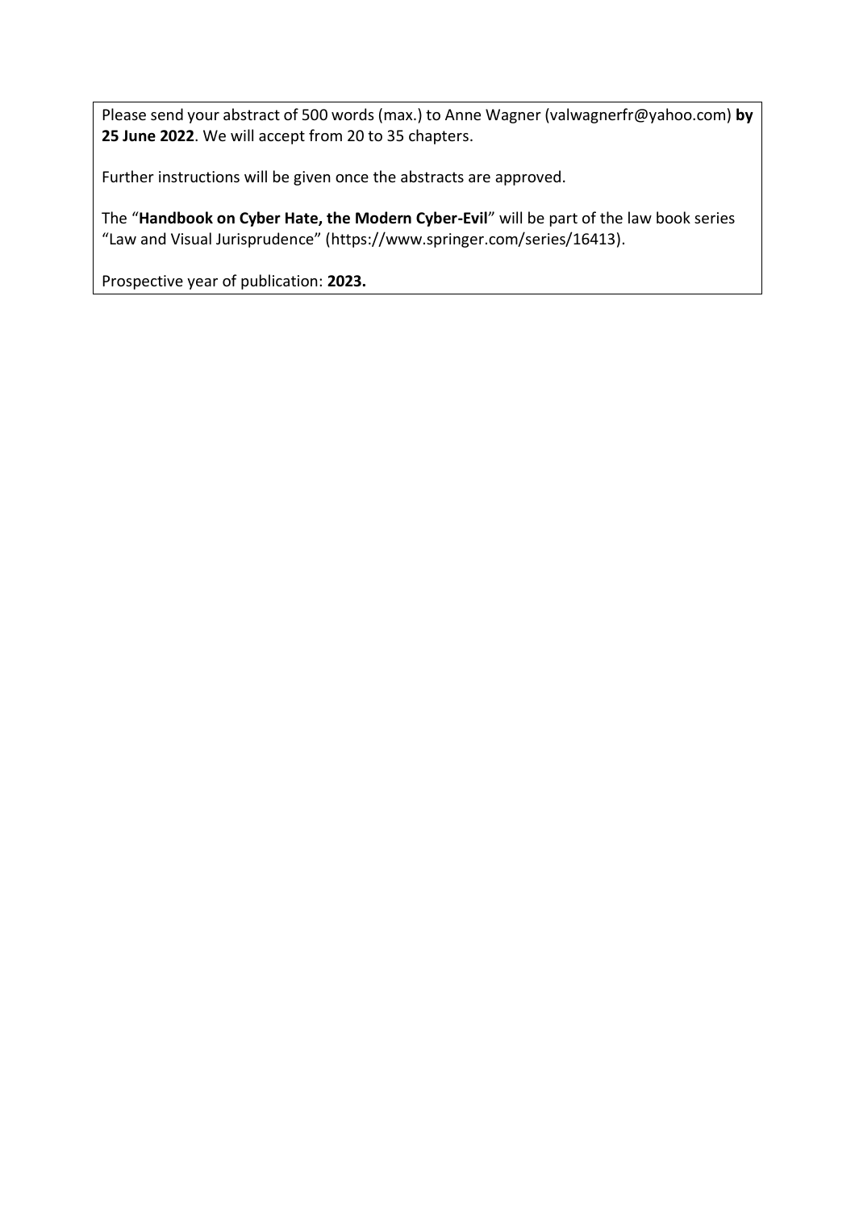Please send your abstract of 500 words (max.) to Anne Wagner (valwagnerfr@yahoo.com) **by 25 June 2022**. We will accept from 20 to 35 chapters.

Further instructions will be given once the abstracts are approved.

The "**Handbook on Cyber Hate, the Modern Cyber-Evil**" will be part of the law book series "Law and Visual Jurisprudence" (https://www.springer.com/series/16413).

Prospective year of publication: **2023.**